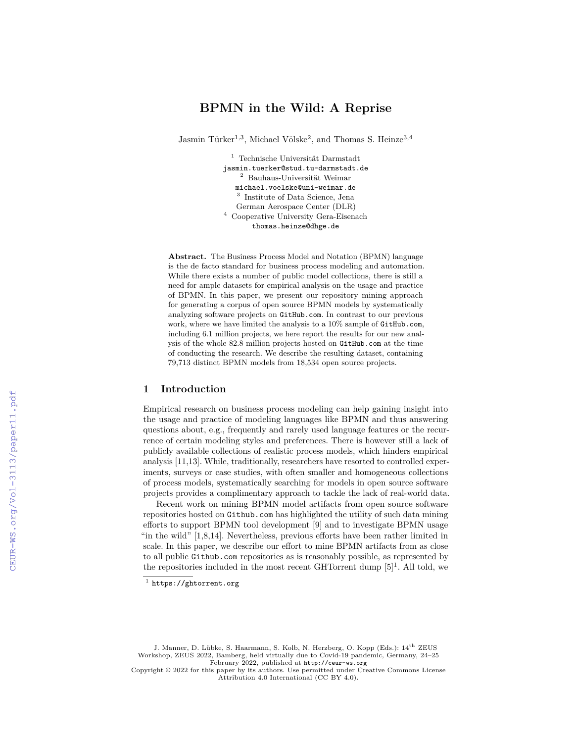# BPMN in the Wild: A Reprise

Jasmin Türker[1,3], Michael Völske[2], and Thomas S. Heinze[3,4]

[1] Technische Universität Darmstadt
jasmin.tuerker@stud.tu-darmstadt.de
[2] Bauhaus-Universität Weimar
michael.voelske@uni-weimar.de
[3] Institute of Data Science, Jena
German Aerospace Center (DLR)
[4] Cooperative University Gera-Eisenach
thomas.heinze@dhge.de

**Abstract.** The Business Process Model and Notation (BPMN) language is the de facto standard for business process modeling and automation. While there exists a number of public model collections, there is still a need for ample datasets for empirical analysis on the usage and practice of BPMN. In this paper, we present our repository mining approach for generating a corpus of open source BPMN models by systematically analyzing software projects on `GitHub.com`. In contrast to our previous work, where we have limited the analysis to a 10% sample of `GitHub.com`, including 6.1 million projects, we here report the results for our new analysis of the whole 82.8 million projects hosted on `GitHub.com` at the time of conducting the research. We describe the resulting dataset, containing 79,713 distinct BPMN models from 18,534 open source projects.

## 1 Introduction

Empirical research on business process modeling can help gaining insight into the usage and practice of modeling languages like BPMN and thus answering questions about, e.g., frequently and rarely used language features or the recurrence of certain modeling styles and preferences. There is however still a lack of publicly available collections of realistic process models, which hinders empirical analysis [11,13]. While, traditionally, researchers have resorted to controlled experiments, surveys or case studies, with often smaller and homogeneous collections of process models, systematically searching for models in open source software projects provides a complimentary approach to tackle the lack of real-world data.

Recent work on mining BPMN model artifacts from open source software repositories hosted on `Github.com` has highlighted the utility of such data mining efforts to support BPMN tool development [9] and to investigate BPMN usage "in the wild" [1,8,14]. Nevertheless, previous efforts have been rather limited in scale. In this paper, we describe our effort to mine BPMN artifacts from as close to all public `Github.com` repositories as is reasonably possible, as represented by the repositories included in the most recent GHTorrent dump [5][1]. All told, we

[1] `https://ghtorrent.org`

J. Manner, D. Lübke, S. Haarmann, S. Kolb, N. Herzberg, O. Kopp (Eds.): 14th ZEUS Workshop, ZEUS 2022, Bamberg, held virtually due to Covid-19 pandemic, Germany, 24–25 February 2022, published at http://ceur-ws.org
Copyright © 2022 for this paper by its authors. Use permitted under Creative Commons License Attribution 4.0 International (CC BY 4.0).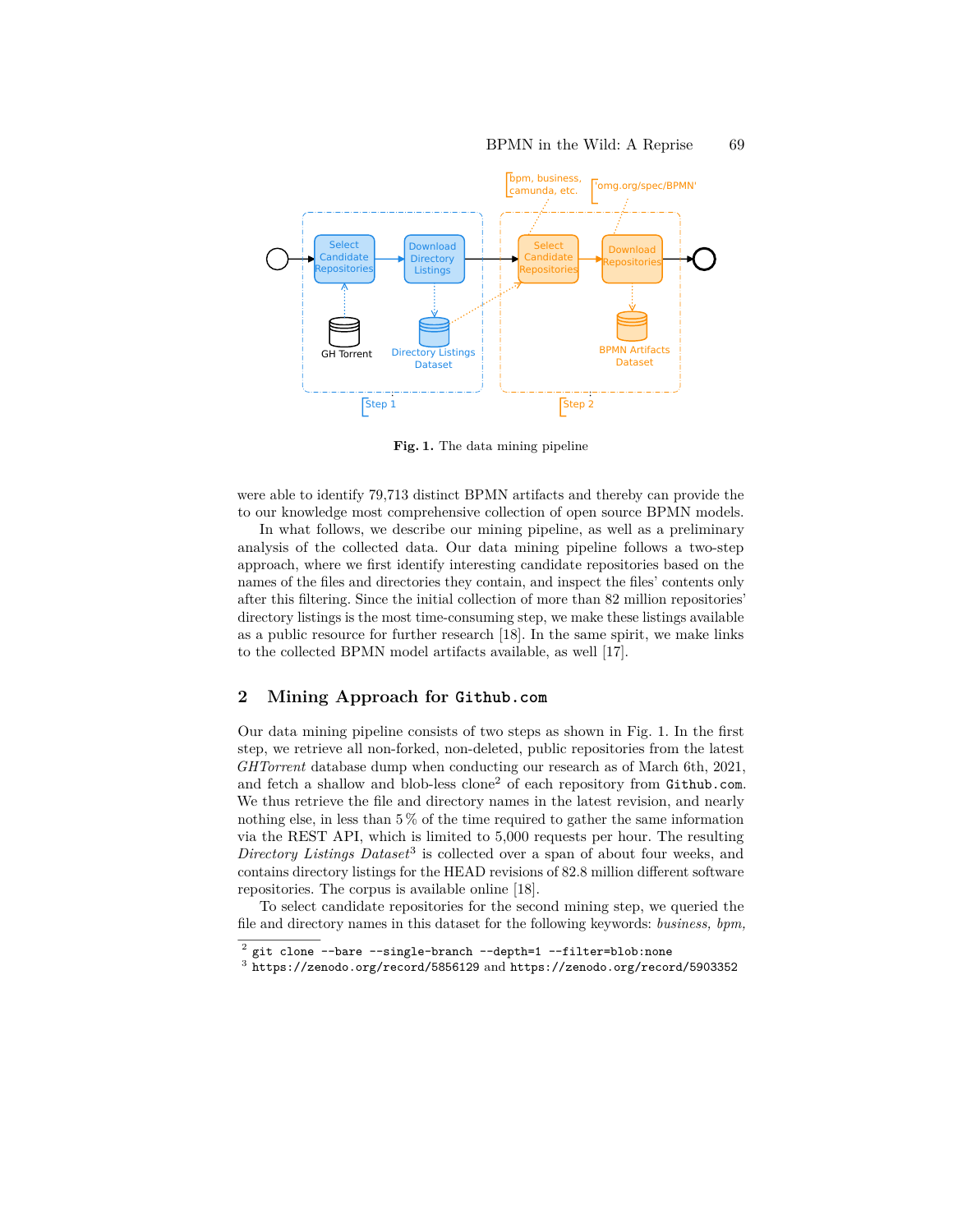bpm, business, camunda, etc.

'omg.org/spec/BPMN'

Select Candidate Repositories

Download Directory Listings

Select Candidate Repositories

Download Repositories

GH Torrent

Directory Listings Dataset

BPMN Artifacts Dataset

Step 1

Step 2

**Fig. 1.** The data mining pipeline

were able to identify 79,713 distinct BPMN artifacts and thereby can provide the to our knowledge most comprehensive collection of open source BPMN models.

In what follows, we describe our mining pipeline, as well as a preliminary analysis of the collected data. Our data mining pipeline follows a two-step approach, where we first identify interesting candidate repositories based on the names of the files and directories they contain, and inspect the files' contents only after this filtering. Since the initial collection of more than 82 million repositories' directory listings is the most time-consuming step, we make these listings available as a public resource for further research [18]. In the same spirit, we make links to the collected BPMN model artifacts available, as well [17].

## 2 Mining Approach for `Github.com`

Our data mining pipeline consists of two steps as shown in Fig. 1. In the first step, we retrieve all non-forked, non-deleted, public repositories from the latest *GHTorrent* database dump when conducting our research as of March 6th, 2021, and fetch a shallow and blob-less clone[2] of each repository from `Github.com`. We thus retrieve the file and directory names in the latest revision, and nearly nothing else, in less than 5 % of the time required to gather the same information via the REST API, which is limited to 5,000 requests per hour. The resulting *Directory Listings Dataset*[3] is collected over a span of about four weeks, and contains directory listings for the HEAD revisions of 82.8 million different software repositories. The corpus is available online [18].

To select candidate repositories for the second mining step, we queried the file and directory names in this dataset for the following keywords: *business, bpm,*

[2] `git clone --bare --single-branch --depth=1 --filter=blob:none`

[3] `https://zenodo.org/record/5856129` and `https://zenodo.org/record/5903352`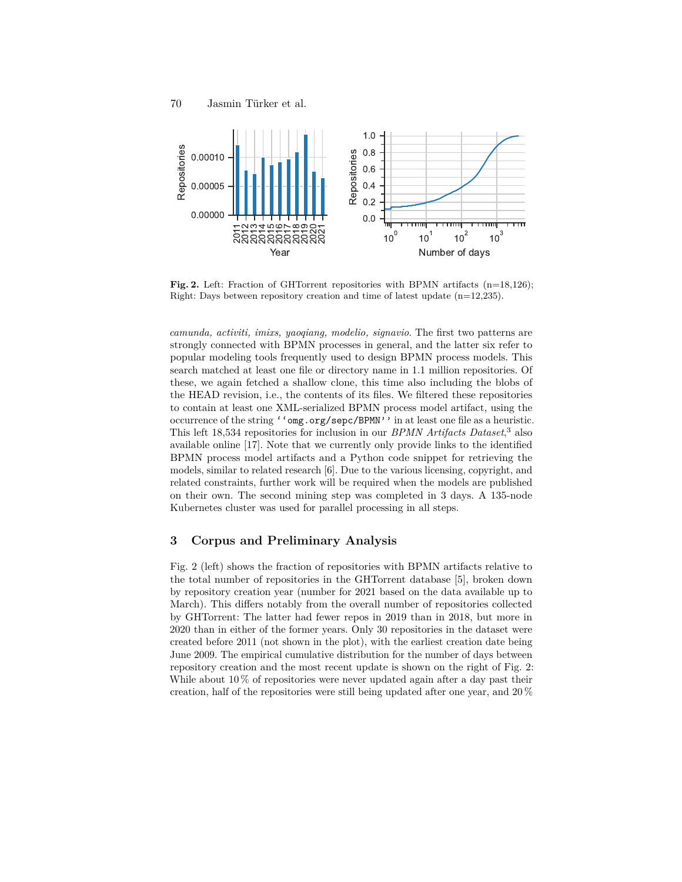Repositories

0.00010

0.00005

0.00000

2011 2012 2013 2014 2015 2016 2017 2018 2019 2020 2021

Year

Repositories

1.0

0.8

0.6

0.4

0.2

0.0

$10^0$ $10^1$ $10^2$ $10^3$

Number of days

**Fig. 2.** Left: Fraction of GHTorrent repositories with BPMN artifacts (n=18,126); Right: Days between repository creation and time of latest update (n=12,235).

*camunda, activiti, imixs, yaoqiang, modelio, signavio*. The first two patterns are strongly connected with BPMN processes in general, and the latter six refer to popular modeling tools frequently used to design BPMN process models. This search matched at least one file or directory name in 1.1 million repositories. Of these, we again fetched a shallow clone, this time also including the blobs of the HEAD revision, i.e., the contents of its files. We filtered these repositories to contain at least one XML-serialized BPMN process model artifact, using the occurrence of the string `''omg.org/sepc/BPMN''` in at least one file as a heuristic. This left 18,534 repositories for inclusion in our *BPMN Artifacts Dataset*,[3] also available online [17]. Note that we currently only provide links to the identified BPMN process model artifacts and a Python code snippet for retrieving the models, similar to related research [6]. Due to the various licensing, copyright, and related constraints, further work will be required when the models are published on their own. The second mining step was completed in 3 days. A 135-node Kubernetes cluster was used for parallel processing in all steps.

## 3 Corpus and Preliminary Analysis

Fig. 2 (left) shows the fraction of repositories with BPMN artifacts relative to the total number of repositories in the GHTorrent database [5], broken down by repository creation year (number for 2021 based on the data available up to March). This differs notably from the overall number of repositories collected by GHTorrent: The latter had fewer repos in 2019 than in 2018, but more in 2020 than in either of the former years. Only 30 repositories in the dataset were created before 2011 (not shown in the plot), with the earliest creation date being June 2009. The empirical cumulative distribution for the number of days between repository creation and the most recent update is shown on the right of Fig. 2: While about 10 % of repositories were never updated again after a day past their creation, half of the repositories were still being updated after one year, and 20 %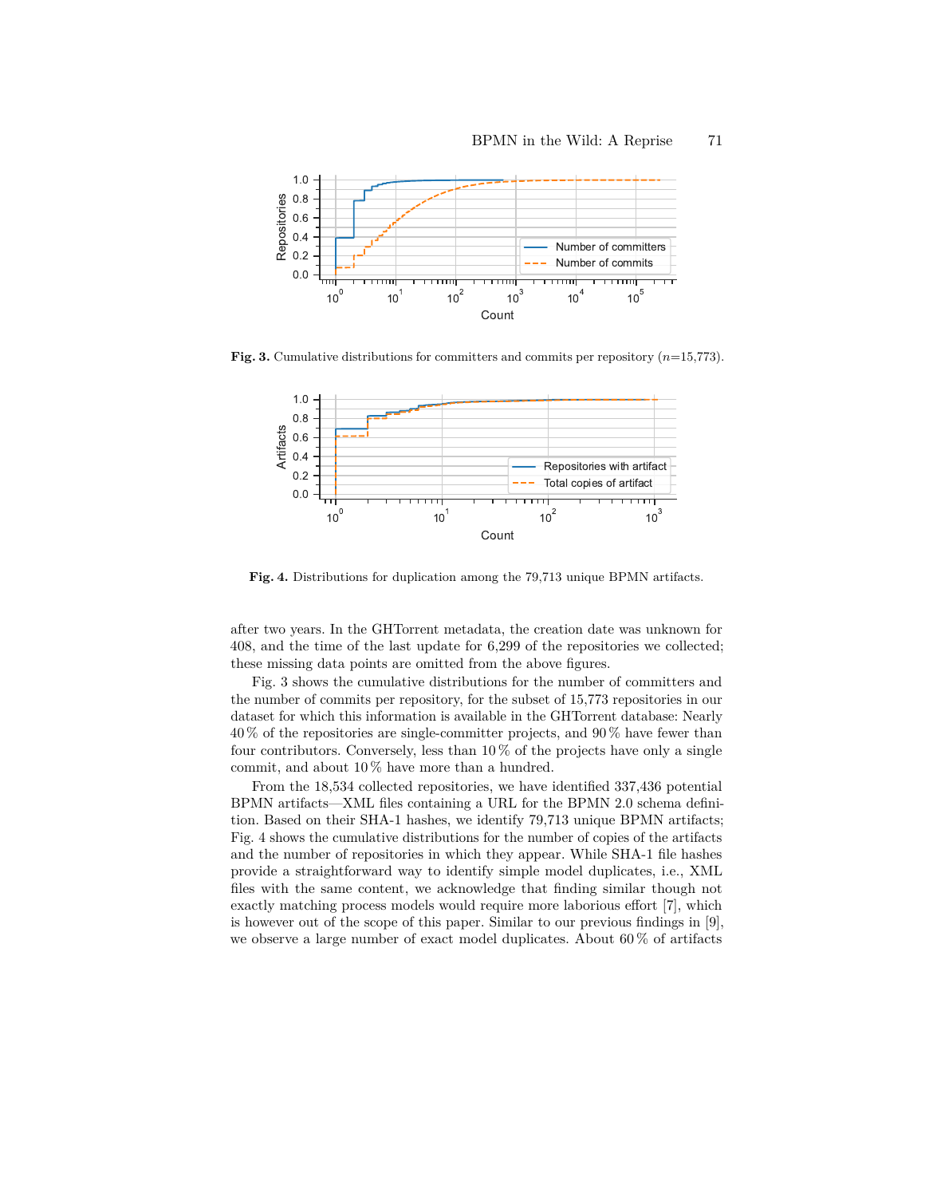1.0
0.8
0.6
0.4
0.2
0.0

Repositories

$10^0$ $10^1$ $10^2$ $10^3$ $10^4$ $10^5$

Count

Number of committers
Number of commits

**Fig. 3.** Cumulative distributions for committers and commits per repository ($n$=15,773).

1.0
0.8
0.6
0.4
0.2
0.0

Artifacts

$10^0$ $10^1$ $10^2$ $10^3$

Count

Repositories with artifact
Total copies of artifact

**Fig. 4.** Distributions for duplication among the 79,713 unique BPMN artifacts.

after two years. In the GHTorrent metadata, the creation date was unknown for 408, and the time of the last update for 6,299 of the repositories we collected; these missing data points are omitted from the above figures.

Fig. 3 shows the cumulative distributions for the number of committers and the number of commits per repository, for the subset of 15,773 repositories in our dataset for which this information is available in the GHTorrent database: Nearly 40 % of the repositories are single-committer projects, and 90 % have fewer than four contributors. Conversely, less than 10 % of the projects have only a single commit, and about 10 % have more than a hundred.

From the 18,534 collected repositories, we have identified 337,436 potential BPMN artifacts—XML files containing a URL for the BPMN 2.0 schema definition. Based on their SHA-1 hashes, we identify 79,713 unique BPMN artifacts; Fig. 4 shows the cumulative distributions for the number of copies of the artifacts and the number of repositories in which they appear. While SHA-1 file hashes provide a straightforward way to identify simple model duplicates, i.e., XML files with the same content, we acknowledge that finding similar though not exactly matching process models would require more laborious effort [7], which is however out of the scope of this paper. Similar to our previous findings in [9], we observe a large number of exact model duplicates. About 60 % of artifacts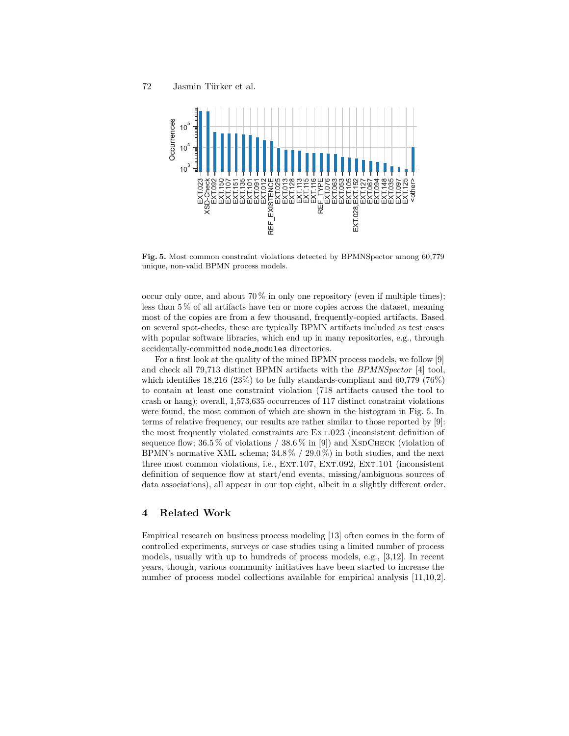Occurrences

$10^5$

$10^4$

$10^3$

EXT.023
XSD-Check
EXT.092
EXT.150
EXT.107
EXT.151
EXT.135
EXT.101
EXT.091
EXT.012
REF_EXISTENCE
EXT.025
EXT.013
EXT.128
EXT.113
EXT.115
EXT.116
REF_TYPE
EXT.076
EXT.063
EXT.053
EXT.105
EXT.028,EXT.152
EXT.127
EXT.067
EXT.094
EXT.148
EXT.035
EXT.097
EXT.125
<other>

**Fig. 5.** Most common constraint violations detected by BPMNSpector among 60,779 unique, non-valid BPMN process models.

occur only once, and about 70 % in only one repository (even if multiple times); less than 5 % of all artifacts have ten or more copies across the dataset, meaning most of the copies are from a few thousand, frequently-copied artifacts. Based on several spot-checks, these are typically BPMN artifacts included as test cases with popular software libraries, which end up in many repositories, e.g., through accidentally-committed `node_modules` directories.

For a first look at the quality of the mined BPMN process models, we follow [9] and check all 79,713 distinct BPMN artifacts with the *BPMNSpector* [4] tool, which identifies 18,216 (23%) to be fully standards-compliant and 60,779 (76%) to contain at least one constraint violation (718 artifacts caused the tool to crash or hang); overall, 1,573,635 occurrences of 117 distinct constraint violations were found, the most common of which are shown in the histogram in Fig. 5. In terms of relative frequency, our results are rather similar to those reported by [9]: the most frequently violated constraints are Ext.023 (inconsistent definition of sequence flow; 36.5 % of violations / 38.6 % in [9]) and XsdCheck (violation of BPMN's normative XML schema; 34.8 % / 29.0 %) in both studies, and the next three most common violations, i.e., Ext.107, Ext.092, Ext.101 (inconsistent definition of sequence flow at start/end events, missing/ambiguous sources of data associations), all appear in our top eight, albeit in a slightly different order.

## 4 Related Work

Empirical research on business process modeling [13] often comes in the form of controlled experiments, surveys or case studies using a limited number of process models, usually with up to hundreds of process models, e.g., [3,12]. In recent years, though, various community initiatives have been started to increase the number of process model collections available for empirical analysis [11,10,2].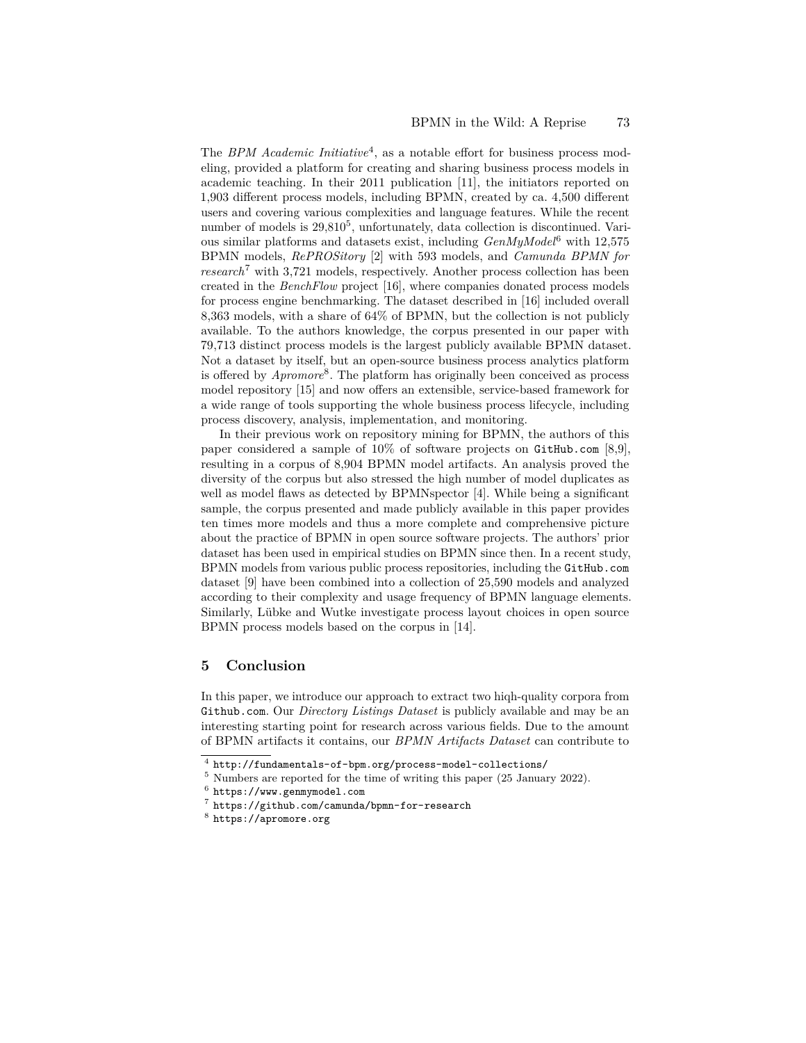The *BPM Academic Initiative*[4], as a notable effort for business process modeling, provided a platform for creating and sharing business process models in academic teaching. In their 2011 publication [11], the initiators reported on 1,903 different process models, including BPMN, created by ca. 4,500 different users and covering various complexities and language features. While the recent number of models is 29,810[5], unfortunately, data collection is discontinued. Various similar platforms and datasets exist, including *GenMyModel*[6] with 12,575 BPMN models, *RePROSitory* [2] with 593 models, and *Camunda BPMN for research*[7] with 3,721 models, respectively. Another process collection has been created in the *BenchFlow* project [16], where companies donated process models for process engine benchmarking. The dataset described in [16] included overall 8,363 models, with a share of 64% of BPMN, but the collection is not publicly available. To the authors knowledge, the corpus presented in our paper with 79,713 distinct process models is the largest publicly available BPMN dataset. Not a dataset by itself, but an open-source business process analytics platform is offered by *Apromore*[8]. The platform has originally been conceived as process model repository [15] and now offers an extensible, service-based framework for a wide range of tools supporting the whole business process lifecycle, including process discovery, analysis, implementation, and monitoring.

In their previous work on repository mining for BPMN, the authors of this paper considered a sample of 10% of software projects on `GitHub.com` [8,9], resulting in a corpus of 8,904 BPMN model artifacts. An analysis proved the diversity of the corpus but also stressed the high number of model duplicates as well as model flaws as detected by BPMNspector [4]. While being a significant sample, the corpus presented and made publicly available in this paper provides ten times more models and thus a more complete and comprehensive picture about the practice of BPMN in open source software projects. The authors' prior dataset has been used in empirical studies on BPMN since then. In a recent study, BPMN models from various public process repositories, including the `GitHub.com` dataset [9] have been combined into a collection of 25,590 models and analyzed according to their complexity and usage frequency of BPMN language elements. Similarly, Lübke and Wutke investigate process layout choices in open source BPMN process models based on the corpus in [14].

## 5 Conclusion

In this paper, we introduce our approach to extract two hiqh-quality corpora from `Github.com`. Our *Directory Listings Dataset* is publicly available and may be an interesting starting point for research across various fields. Due to the amount of BPMN artifacts it contains, our *BPMN Artifacts Dataset* can contribute to

[4] `http://fundamentals-of-bpm.org/process-model-collections/`

[5] Numbers are reported for the time of writing this paper (25 January 2022).

[6] `https://www.genmymodel.com`

[7] `https://github.com/camunda/bpmn-for-research`

[8] `https://apromore.org`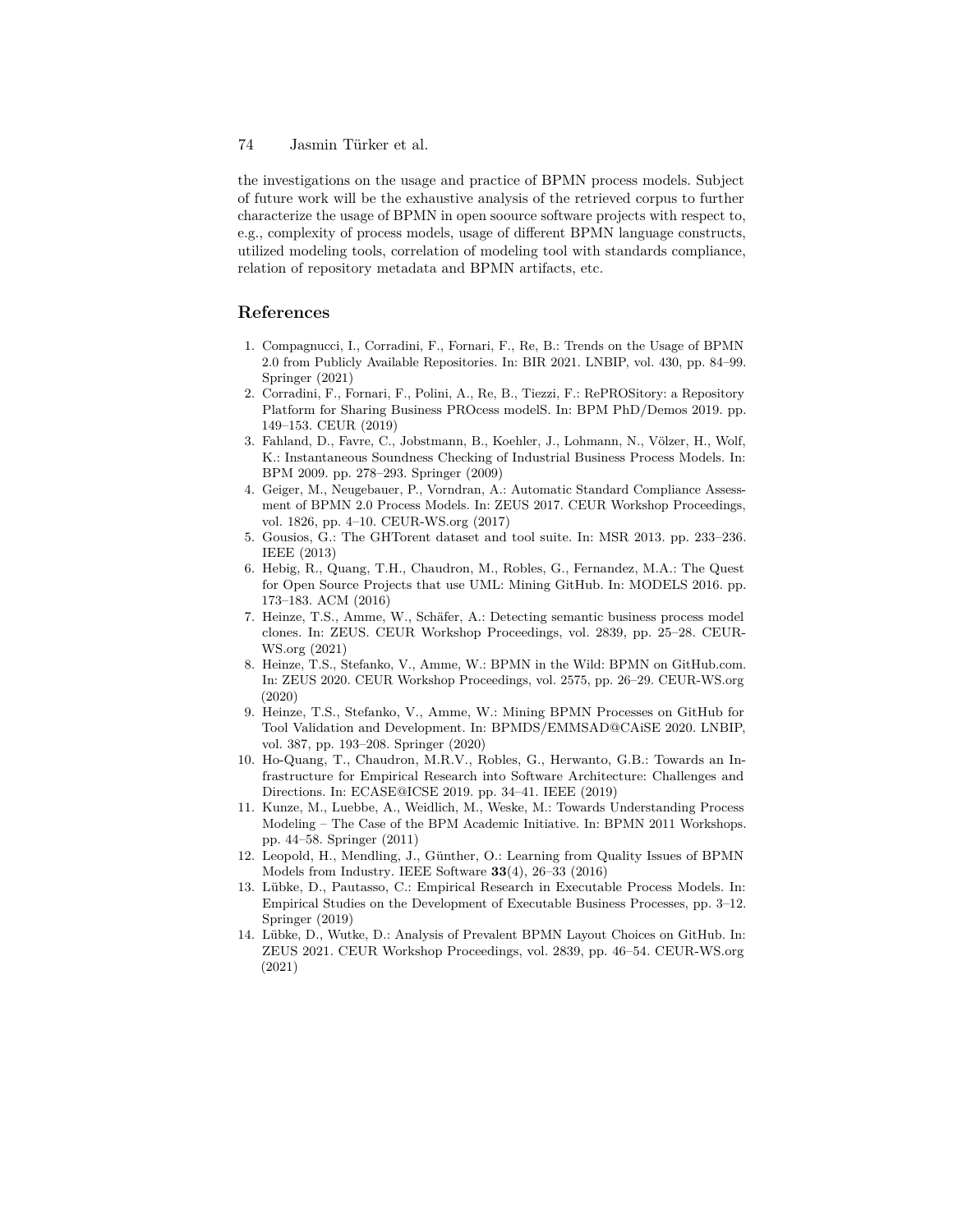the investigations on the usage and practice of BPMN process models. Subject of future work will be the exhaustive analysis of the retrieved corpus to further characterize the usage of BPMN in open soource software projects with respect to, e.g., complexity of process models, usage of different BPMN language constructs, utilized modeling tools, correlation of modeling tool with standards compliance, relation of repository metadata and BPMN artifacts, etc.

## References

1. Compagnucci, I., Corradini, F., Fornari, F., Re, B.: Trends on the Usage of BPMN 2.0 from Publicly Available Repositories. In: BIR 2021. LNBIP, vol. 430, pp. 84–99. Springer (2021)
2. Corradini, F., Fornari, F., Polini, A., Re, B., Tiezzi, F.: RePROSitory: a Repository Platform for Sharing Business PROcess modelS. In: BPM PhD/Demos 2019. pp. 149–153. CEUR (2019)
3. Fahland, D., Favre, C., Jobstmann, B., Koehler, J., Lohmann, N., Völzer, H., Wolf, K.: Instantaneous Soundness Checking of Industrial Business Process Models. In: BPM 2009. pp. 278–293. Springer (2009)
4. Geiger, M., Neugebauer, P., Vorndran, A.: Automatic Standard Compliance Assessment of BPMN 2.0 Process Models. In: ZEUS 2017. CEUR Workshop Proceedings, vol. 1826, pp. 4–10. CEUR-WS.org (2017)
5. Gousios, G.: The GHTorent dataset and tool suite. In: MSR 2013. pp. 233–236. IEEE (2013)
6. Hebig, R., Quang, T.H., Chaudron, M., Robles, G., Fernandez, M.A.: The Quest for Open Source Projects that use UML: Mining GitHub. In: MODELS 2016. pp. 173–183. ACM (2016)
7. Heinze, T.S., Amme, W., Schäfer, A.: Detecting semantic business process model clones. In: ZEUS. CEUR Workshop Proceedings, vol. 2839, pp. 25–28. CEUR-WS.org (2021)
8. Heinze, T.S., Stefanko, V., Amme, W.: BPMN in the Wild: BPMN on GitHub.com. In: ZEUS 2020. CEUR Workshop Proceedings, vol. 2575, pp. 26–29. CEUR-WS.org (2020)
9. Heinze, T.S., Stefanko, V., Amme, W.: Mining BPMN Processes on GitHub for Tool Validation and Development. In: BPMDS/EMMSAD@CAiSE 2020. LNBIP, vol. 387, pp. 193–208. Springer (2020)
10. Ho-Quang, T., Chaudron, M.R.V., Robles, G., Herwanto, G.B.: Towards an Infrastructure for Empirical Research into Software Architecture: Challenges and Directions. In: ECASE@ICSE 2019. pp. 34–41. IEEE (2019)
11. Kunze, M., Luebbe, A., Weidlich, M., Weske, M.: Towards Understanding Process Modeling – The Case of the BPM Academic Initiative. In: BPMN 2011 Workshops. pp. 44–58. Springer (2011)
12. Leopold, H., Mendling, J., Günther, O.: Learning from Quality Issues of BPMN Models from Industry. IEEE Software **33**(4), 26–33 (2016)
13. Lübke, D., Pautasso, C.: Empirical Research in Executable Process Models. In: Empirical Studies on the Development of Executable Business Processes, pp. 3–12. Springer (2019)
14. Lübke, D., Wutke, D.: Analysis of Prevalent BPMN Layout Choices on GitHub. In: ZEUS 2021. CEUR Workshop Proceedings, vol. 2839, pp. 46–54. CEUR-WS.org (2021)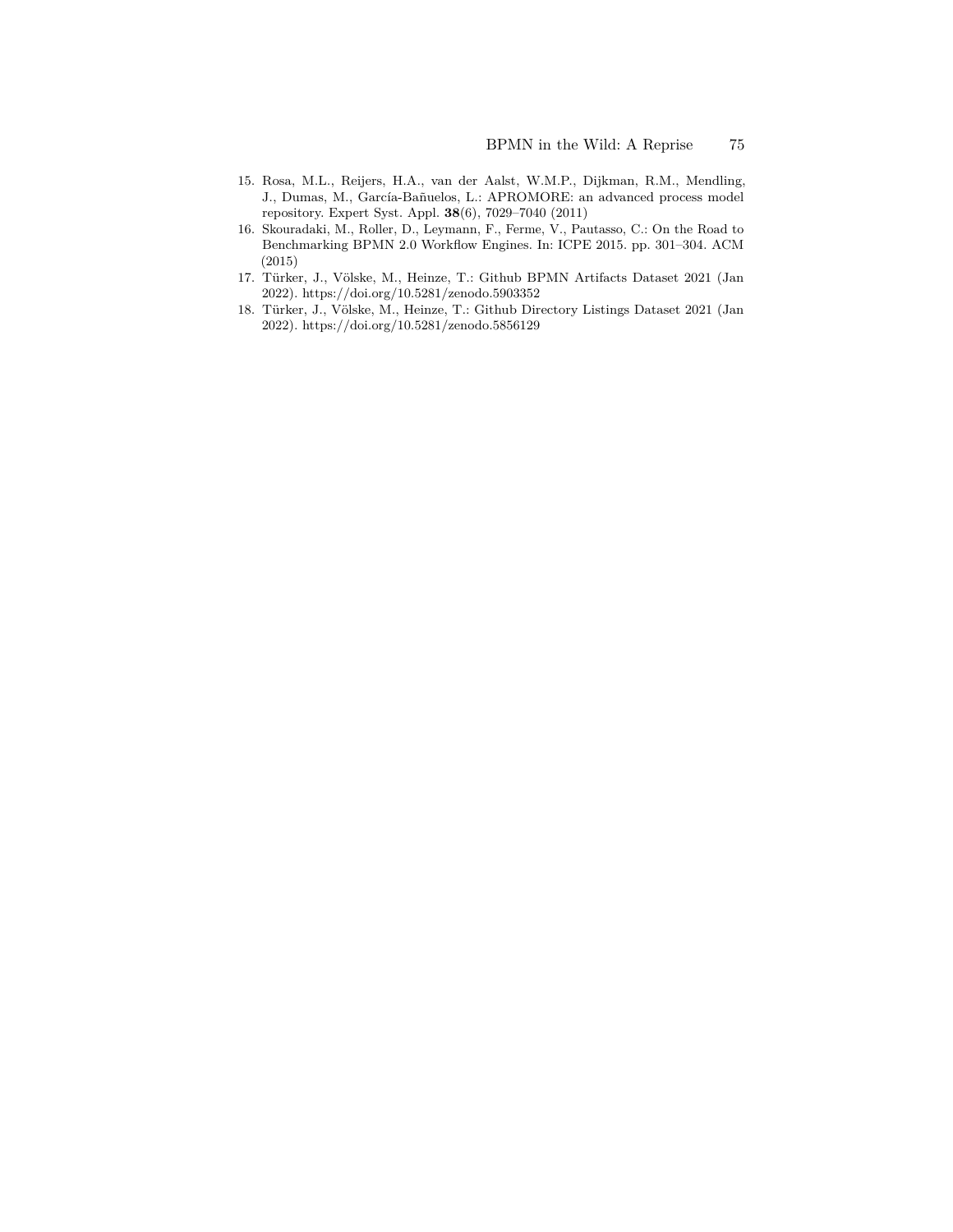15. Rosa, M.L., Reijers, H.A., van der Aalst, W.M.P., Dijkman, R.M., Mendling, J., Dumas, M., García-Bañuelos, L.: APROMORE: an advanced process model repository. Expert Syst. Appl. **38**(6), 7029–7040 (2011)
16. Skouradaki, M., Roller, D., Leymann, F., Ferme, V., Pautasso, C.: On the Road to Benchmarking BPMN 2.0 Workflow Engines. In: ICPE 2015. pp. 301–304. ACM (2015)
17. Türker, J., Völske, M., Heinze, T.: Github BPMN Artifacts Dataset 2021 (Jan 2022). https://doi.org/10.5281/zenodo.5903352
18. Türker, J., Völske, M., Heinze, T.: Github Directory Listings Dataset 2021 (Jan 2022). https://doi.org/10.5281/zenodo.5856129